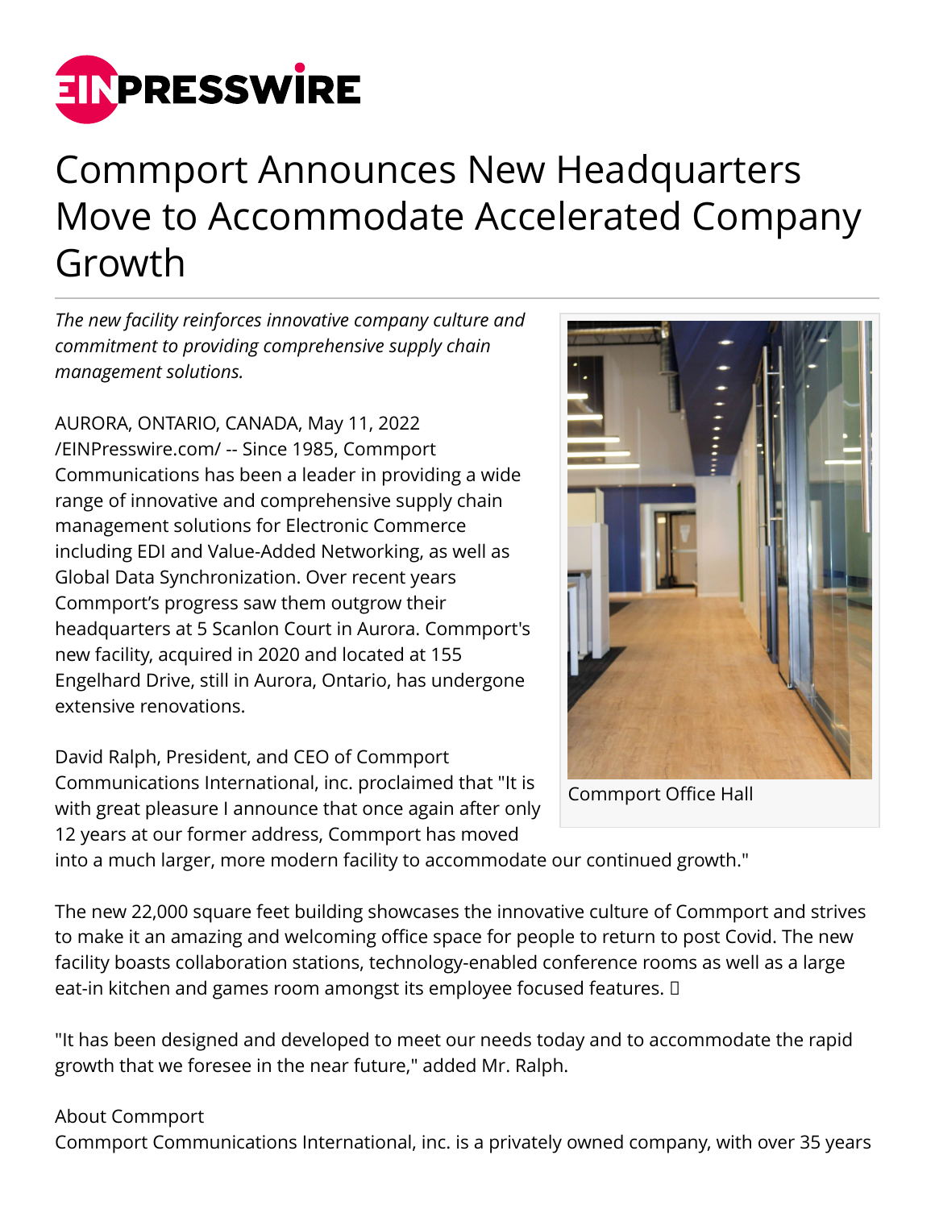# Commport Announces New Headquarters Move to Accommodate Accelerated Company Growth

*The new facility reinforces innovative company culture and commitment to providing comprehensive supply chain management solutions.*

AURORA, ONTARIO, CANADA, May 11, 2022 /EINPresswire.com/ -- Since 1985, Commport Communications has been a leader in providing a wide range of innovative and comprehensive supply chain management solutions for Electronic Commerce including EDI and Value-Added Networking, as well as Global Data Synchronization. Over recent years Commport's progress saw them outgrow their headquarters at 5 Scanlon Court in Aurora. Commport's new facility, acquired in 2020 and located at 155 Engelhard Drive, still in Aurora, Ontario, has undergone extensive renovations.

Commport Office Hall

David Ralph, President, and CEO of Commport Communications International, inc. proclaimed that "It is with great pleasure I announce that once again after only 12 years at our former address, Commport has moved into a much larger, more modern facility to accommodate our continued growth."

The new 22,000 square feet building showcases the innovative culture of Commport and strives to make it an amazing and welcoming office space for people to return to post Covid. The new facility boasts collaboration stations, technology-enabled conference rooms as well as a large eat-in kitchen and games room amongst its employee focused features.

"It has been designed and developed to meet our needs today and to accommodate the rapid growth that we foresee in the near future," added Mr. Ralph.

About Commport

Commport Communications International, inc. is a privately owned company, with over 35 years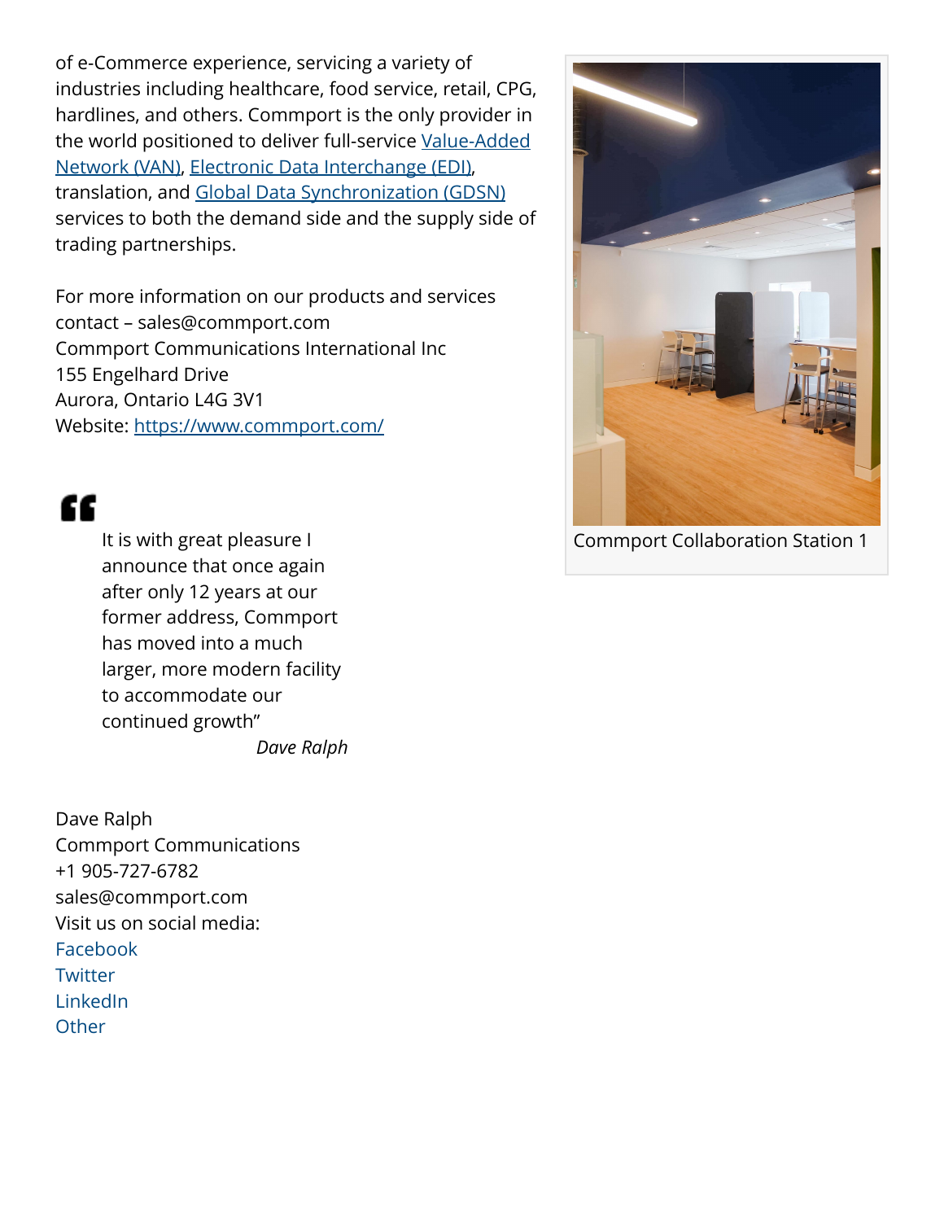of e-Commerce experience, servicing a variety of industries including healthcare, food service, retail, CPG, hardlines, and others. Commport is the only provider in the world positioned to deliver full-service [Value-Added Network (VAN)](), [Electronic Data Interchange (EDI)](), translation, and [Global Data Synchronization (GDSN)]() services to both the demand side and the supply side of trading partnerships.

For more information on our products and services contact – sales@commport.com
Commport Communications International Inc
155 Engelhard Drive
Aurora, Ontario L4G 3V1
Website: [https://www.commport.com/](https://www.commport.com/)

Commport Collaboration Station 1

> It is with great pleasure I announce that once again after only 12 years at our former address, Commport has moved into a much larger, more modern facility to accommodate our continued growth"
>
> *Dave Ralph*

Dave Ralph
Commport Communications
+1 905-727-6782
sales@commport.com
Visit us on social media:
Facebook
Twitter
LinkedIn
Other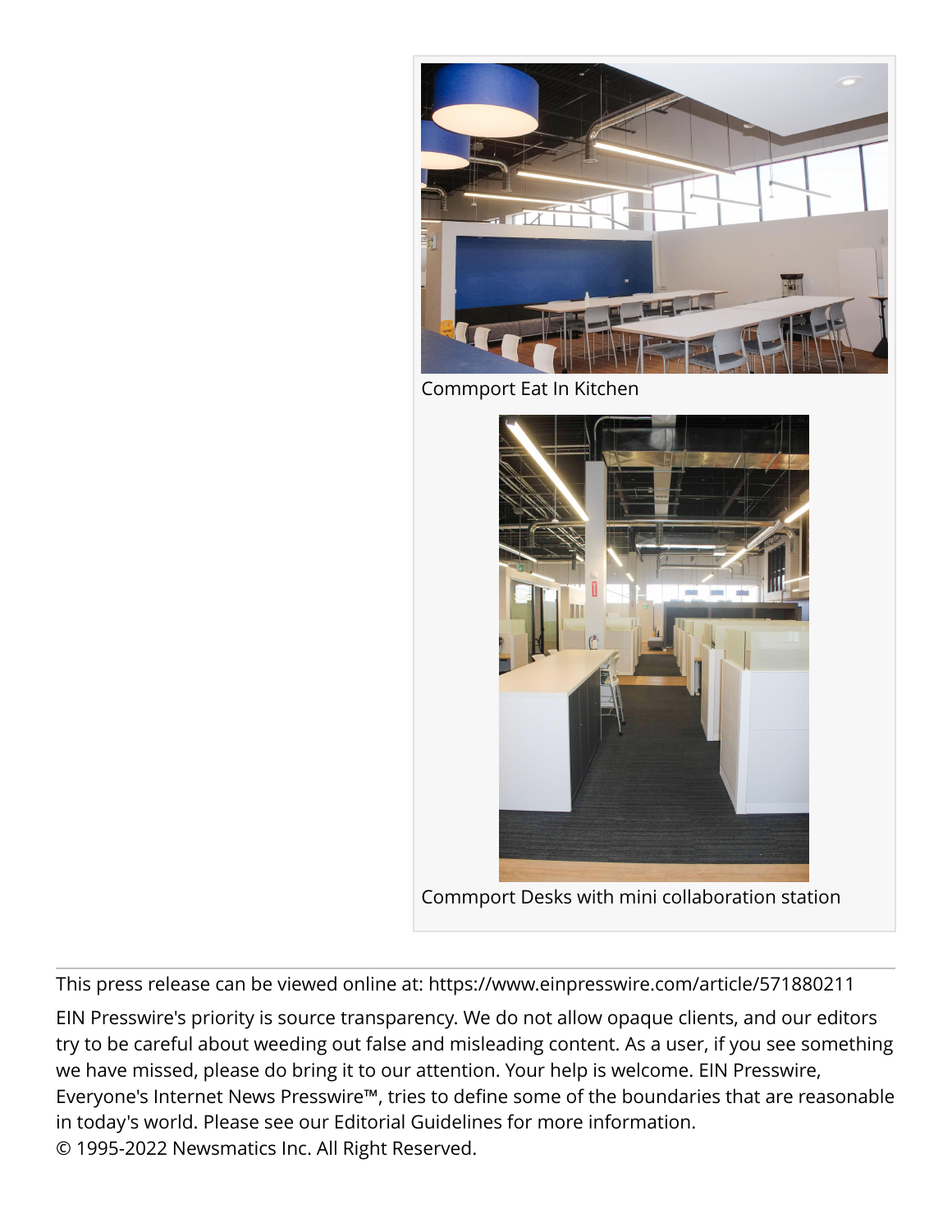Commport Eat In Kitchen

Commport Desks with mini collaboration station

This press release can be viewed online at: https://www.einpresswire.com/article/571880211

EIN Presswire's priority is source transparency. We do not allow opaque clients, and our editors try to be careful about weeding out false and misleading content. As a user, if you see something we have missed, please do bring it to our attention. Your help is welcome. EIN Presswire, Everyone's Internet News Presswire™, tries to define some of the boundaries that are reasonable in today's world. Please see our Editorial Guidelines for more information.
© 1995-2022 Newsmatics Inc. All Right Reserved.